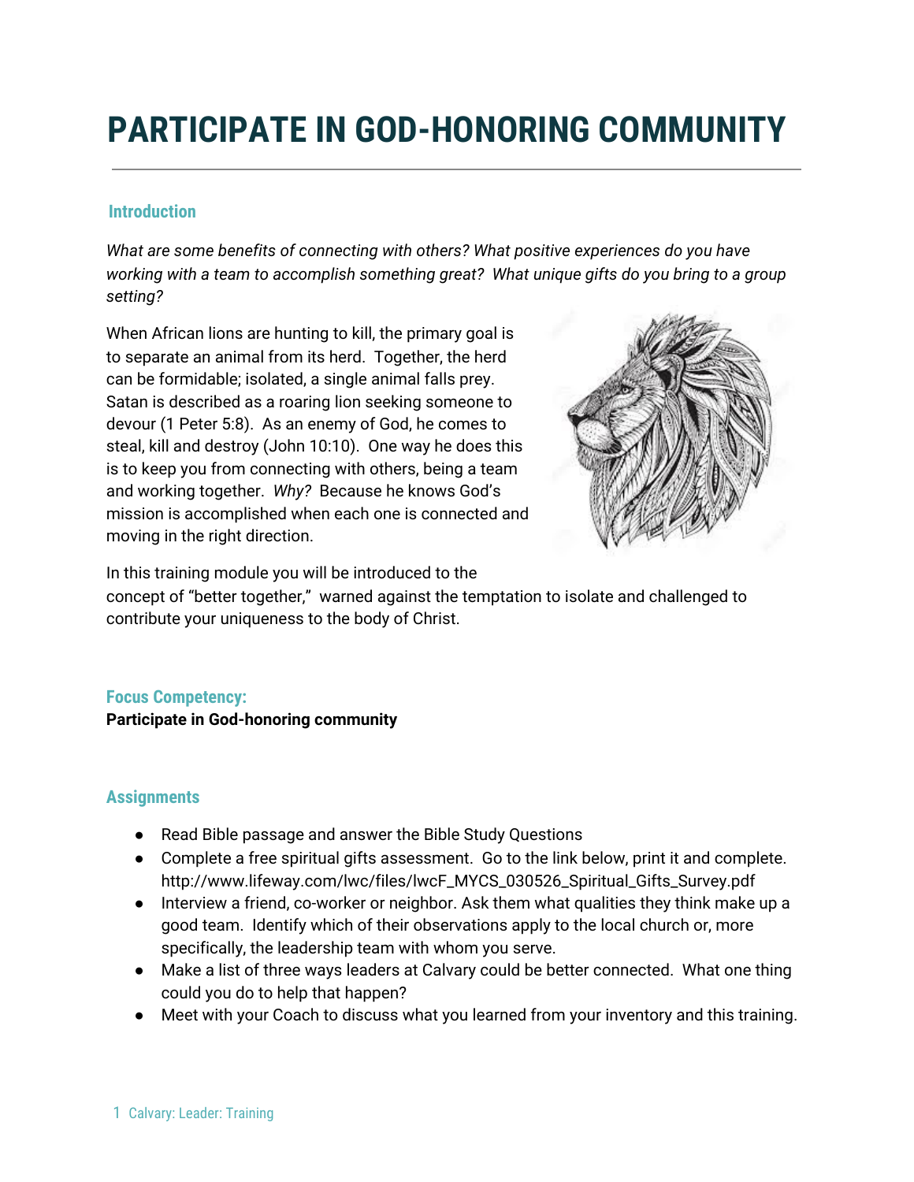# PARTICIPATE IN GOD-HONORING COMMUNITY

## Introduction

*What are some benefits of connecting with others? What positive experiences do you have working with a team to accomplish something great? What unique gifts do you bring to a group setting?*

When African lions are hunting to kill, the primary goal is to separate an animal from its herd. Together, the herd can be formidable; isolated, a single animal falls prey. Satan is described as a roaring lion seeking someone to devour (1 Peter 5:8). As an enemy of God, he comes to steal, kill and destroy (John 10:10). One way he does this is to keep you from connecting with others, being a team and working together. *Why?* Because he knows God's mission is accomplished when each one is connected and moving in the right direction.

In this training module you will be introduced to the concept of "better together," warned against the temptation to isolate and challenged to contribute your uniqueness to the body of Christ.

## Focus Competency:

**Participate in God-honoring community**

## Assignments

- Read Bible passage and answer the Bible Study Questions
- Complete a free spiritual gifts assessment. Go to the link below, print it and complete. http://www.lifeway.com/lwc/files/lwcF_MYCS_030526_Spiritual_Gifts_Survey.pdf
- Interview a friend, co-worker or neighbor. Ask them what qualities they think make up a good team. Identify which of their observations apply to the local church or, more specifically, the leadership team with whom you serve.
- Make a list of three ways leaders at Calvary could be better connected. What one thing could you do to help that happen?
- Meet with your Coach to discuss what you learned from your inventory and this training.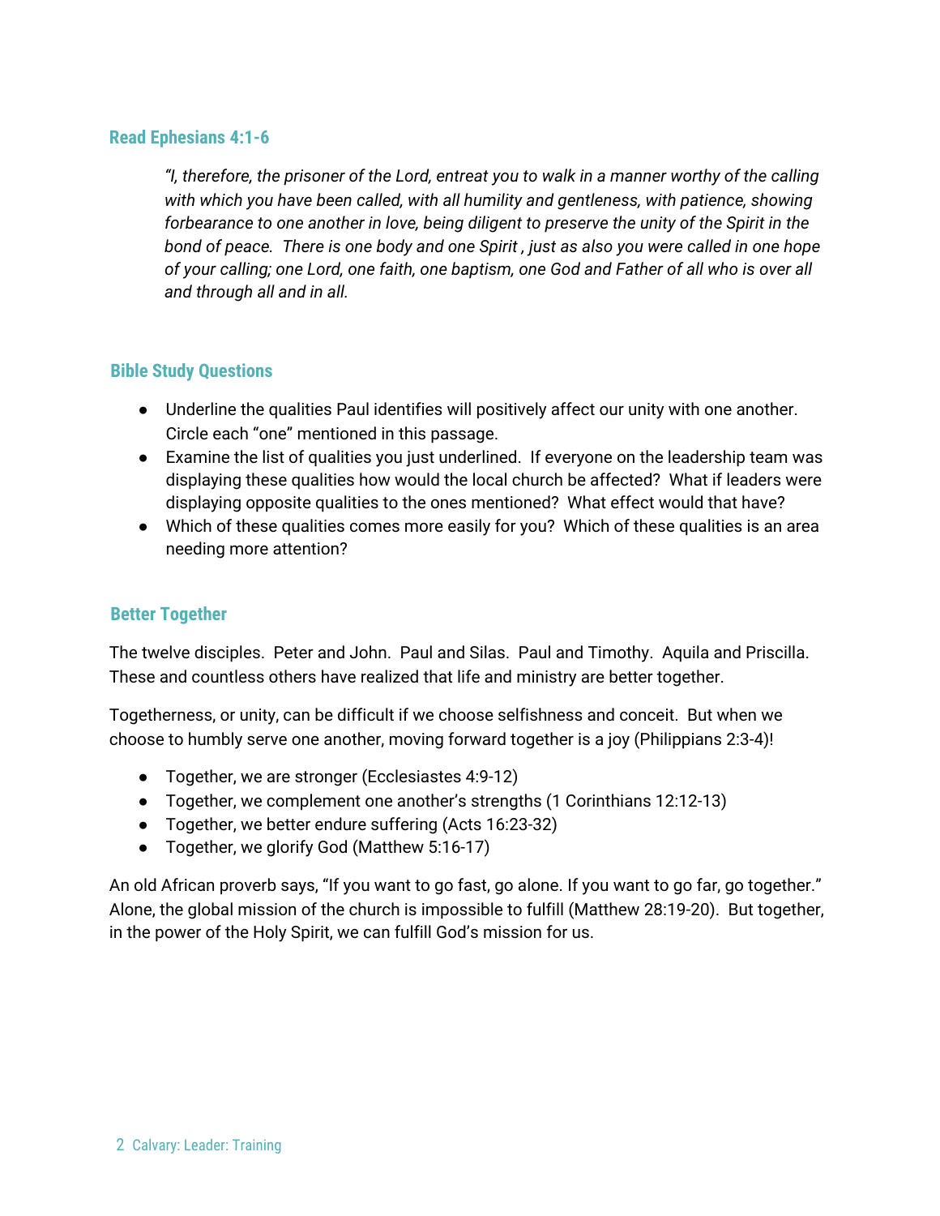## Read Ephesians 4:1-6

> *"I, therefore, the prisoner of the Lord, entreat you to walk in a manner worthy of the calling with which you have been called, with all humility and gentleness, with patience, showing forbearance to one another in love, being diligent to preserve the unity of the Spirit in the bond of peace. There is one body and one Spirit , just as also you were called in one hope of your calling; one Lord, one faith, one baptism, one God and Father of all who is over all and through all and in all.*

## Bible Study Questions

- Underline the qualities Paul identifies will positively affect our unity with one another. Circle each "one" mentioned in this passage.
- Examine the list of qualities you just underlined. If everyone on the leadership team was displaying these qualities how would the local church be affected? What if leaders were displaying opposite qualities to the ones mentioned? What effect would that have?
- Which of these qualities comes more easily for you? Which of these qualities is an area needing more attention?

## Better Together

The twelve disciples. Peter and John. Paul and Silas. Paul and Timothy. Aquila and Priscilla. These and countless others have realized that life and ministry are better together.

Togetherness, or unity, can be difficult if we choose selfishness and conceit. But when we choose to humbly serve one another, moving forward together is a joy (Philippians 2:3-4)!

- Together, we are stronger (Ecclesiastes 4:9-12)
- Together, we complement one another's strengths (1 Corinthians 12:12-13)
- Together, we better endure suffering (Acts 16:23-32)
- Together, we glorify God (Matthew 5:16-17)

An old African proverb says, "If you want to go fast, go alone. If you want to go far, go together." Alone, the global mission of the church is impossible to fulfill (Matthew 28:19-20). But together, in the power of the Holy Spirit, we can fulfill God's mission for us.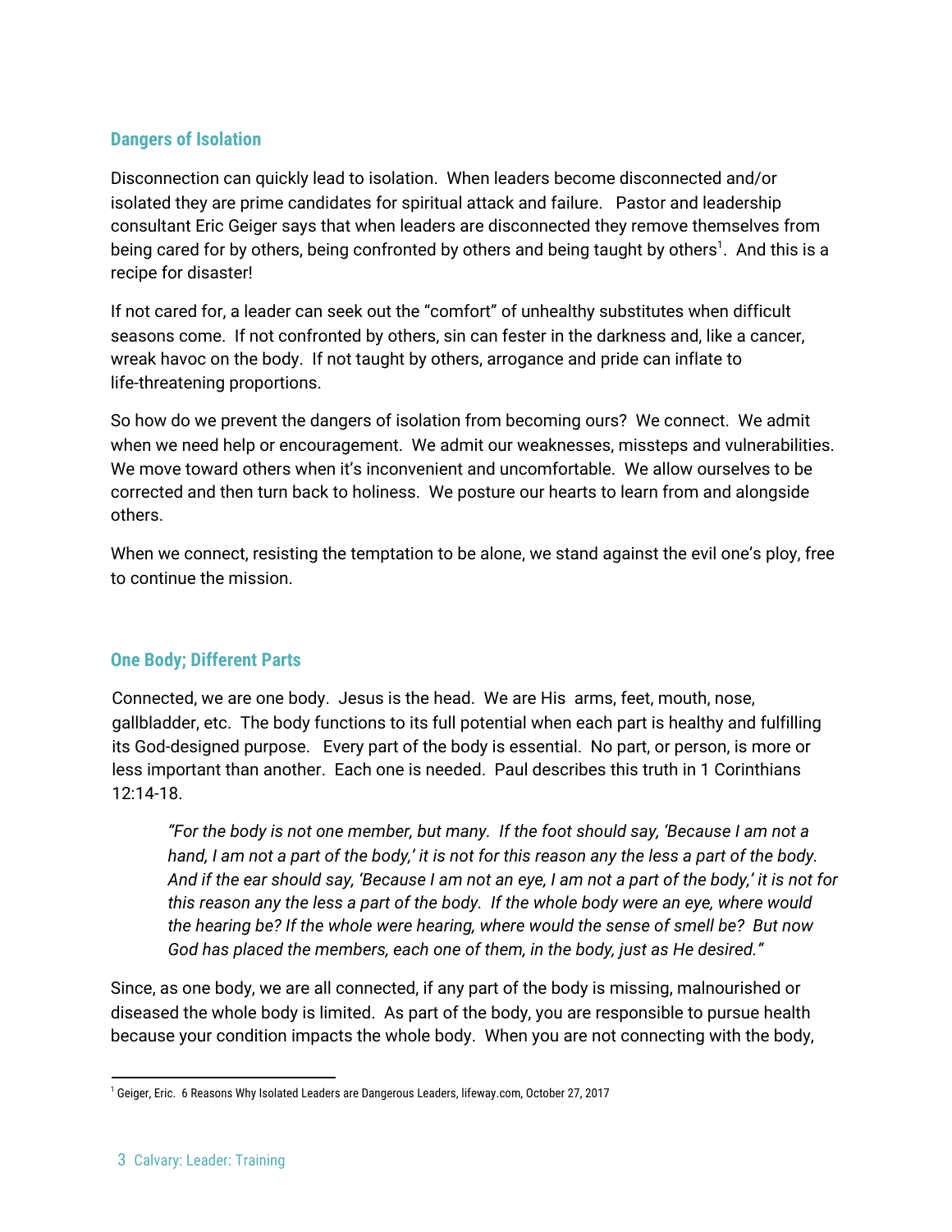## Dangers of Isolation

Disconnection can quickly lead to isolation. When leaders become disconnected and/or isolated they are prime candidates for spiritual attack and failure. Pastor and leadership consultant Eric Geiger says that when leaders are disconnected they remove themselves from being cared for by others, being confronted by others and being taught by others[1]. And this is a recipe for disaster!

If not cared for, a leader can seek out the "comfort" of unhealthy substitutes when difficult seasons come. If not confronted by others, sin can fester in the darkness and, like a cancer, wreak havoc on the body. If not taught by others, arrogance and pride can inflate to life-threatening proportions.

So how do we prevent the dangers of isolation from becoming ours? We connect. We admit when we need help or encouragement. We admit our weaknesses, missteps and vulnerabilities. We move toward others when it's inconvenient and uncomfortable. We allow ourselves to be corrected and then turn back to holiness. We posture our hearts to learn from and alongside others.

When we connect, resisting the temptation to be alone, we stand against the evil one's ploy, free to continue the mission.

## One Body; Different Parts

Connected, we are one body. Jesus is the head. We are His arms, feet, mouth, nose, gallbladder, etc. The body functions to its full potential when each part is healthy and fulfilling its God-designed purpose. Every part of the body is essential. No part, or person, is more or less important than another. Each one is needed. Paul describes this truth in 1 Corinthians 12:14-18.

> *"For the body is not one member, but many. If the foot should say, 'Because I am not a hand, I am not a part of the body,' it is not for this reason any the less a part of the body. And if the ear should say, 'Because I am not an eye, I am not a part of the body,' it is not for this reason any the less a part of the body. If the whole body were an eye, where would the hearing be? If the whole were hearing, where would the sense of smell be? But now God has placed the members, each one of them, in the body, just as He desired."*

Since, as one body, we are all connected, if any part of the body is missing, malnourished or diseased the whole body is limited. As part of the body, you are responsible to pursue health because your condition impacts the whole body. When you are not connecting with the body,

---

[1] Geiger, Eric. 6 Reasons Why Isolated Leaders are Dangerous Leaders, lifeway.com, October 27, 2017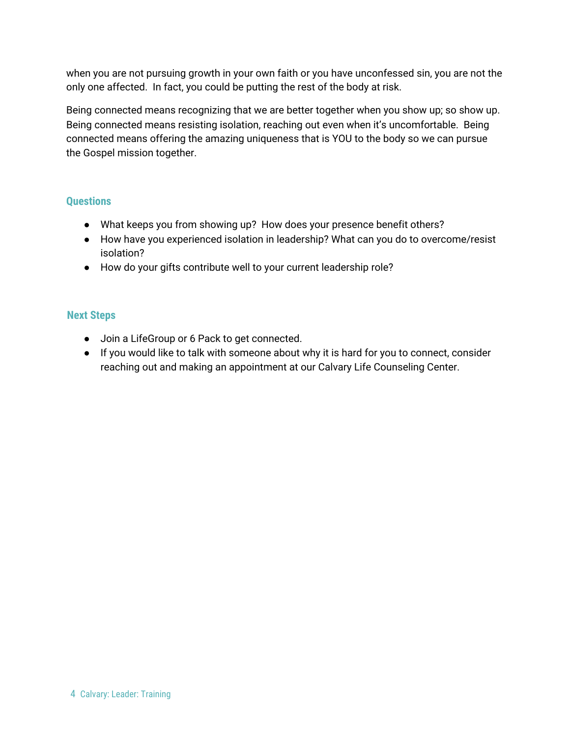when you are not pursuing growth in your own faith or you have unconfessed sin, you are not the only one affected. In fact, you could be putting the rest of the body at risk.

Being connected means recognizing that we are better together when you show up; so show up. Being connected means resisting isolation, reaching out even when it's uncomfortable. Being connected means offering the amazing uniqueness that is YOU to the body so we can pursue the Gospel mission together.

## Questions

- What keeps you from showing up? How does your presence benefit others?
- How have you experienced isolation in leadership? What can you do to overcome/resist isolation?
- How do your gifts contribute well to your current leadership role?

## Next Steps

- Join a LifeGroup or 6 Pack to get connected.
- If you would like to talk with someone about why it is hard for you to connect, consider reaching out and making an appointment at our Calvary Life Counseling Center.